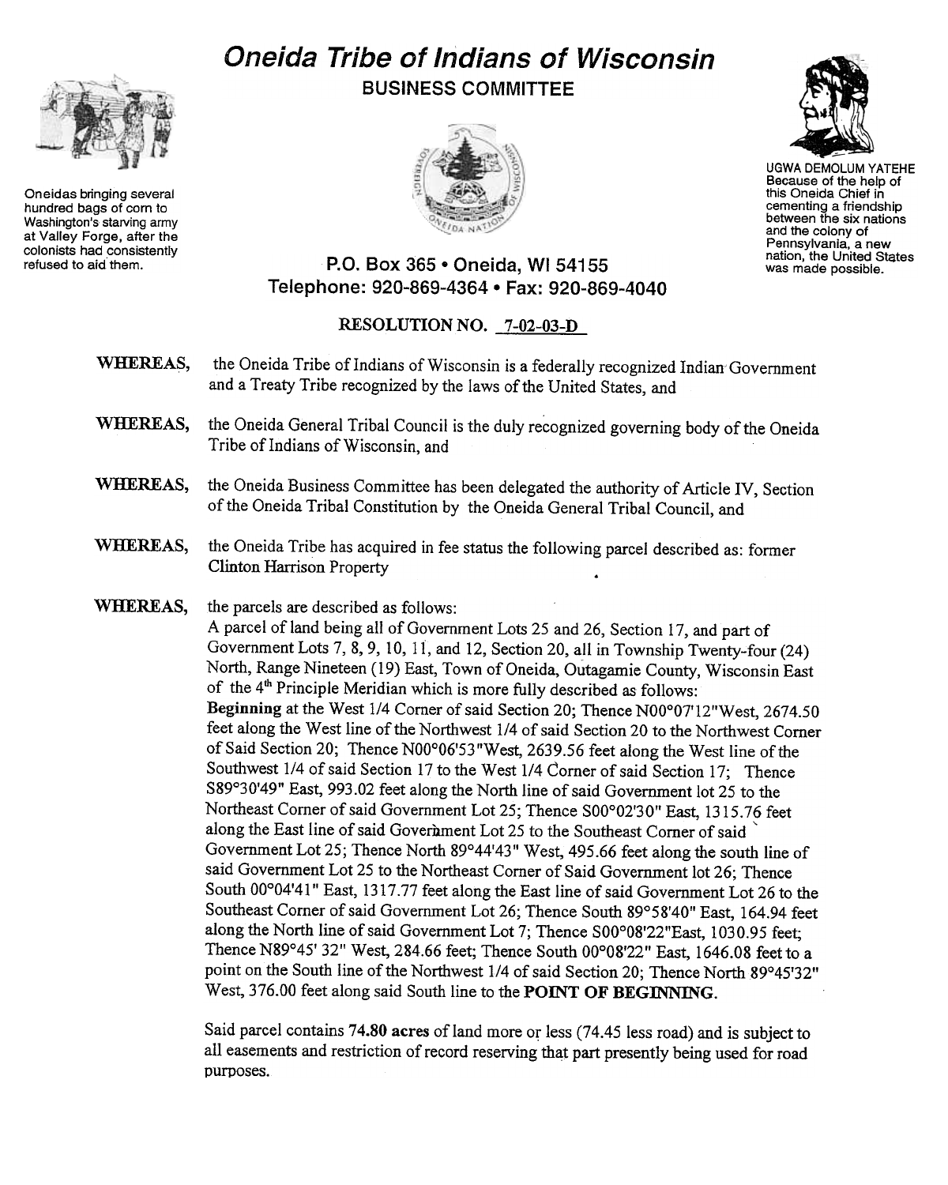# Oneida Tribe of Indians of Wisconsin

## BUSINESS COMMITTEE

Oneidas bringing several hundred bags of corn to Washington's starving army at Valley Forge, after the colonists had consistently refused to aid them.

UGWA DEMOLUM YATEHE
Because of the help of this Oneida Chief in cementing a friendship between the six nations and the colony of Pennsylvania, a new nation, the United States was made possible.

P.O. Box 365 • Oneida, WI 54155
Telephone: 920-869-4364 • Fax: 920-869-4040

**RESOLUTION NO. 7-02-03-D**

**WHEREAS,** the Oneida Tribe of Indians of Wisconsin is a federally recognized Indian Government and a Treaty Tribe recognized by the laws of the United States, and

**WHEREAS,** the Oneida General Tribal Council is the duly recognized governing body of the Oneida Tribe of Indians of Wisconsin, and

**WHEREAS,** the Oneida Business Committee has been delegated the authority of Article IV, Section of the Oneida Tribal Constitution by the Oneida General Tribal Council, and

**WHEREAS,** the Oneida Tribe has acquired in fee status the following parcel described as: former Clinton Harrison Property

**WHEREAS,** the parcels are described as follows:
A parcel of land being all of Government Lots 25 and 26, Section 17, and part of Government Lots 7, 8, 9, 10, 11, and 12, Section 20, all in Township Twenty-four (24) North, Range Nineteen (19) East, Town of Oneida, Outagamie County, Wisconsin East of the 4th Principle Meridian which is more fully described as follows:
**Beginning** at the West 1/4 Corner of said Section 20; Thence N00°07'12"West, 2674.50 feet along the West line of the Northwest 1/4 of said Section 20 to the Northwest Corner of Said Section 20; Thence N00°06'53"West, 2639.56 feet along the West line of the Southwest 1/4 of said Section 17 to the West 1/4 Corner of said Section 17; Thence S89°30'49" East, 993.02 feet along the North line of said Government lot 25 to the Northeast Corner of said Government Lot 25; Thence S00°02'30" East, 1315.76 feet along the East line of said Government Lot 25 to the Southeast Corner of said Government Lot 25; Thence North 89°44'43" West, 495.66 feet along the south line of said Government Lot 25 to the Northeast Corner of Said Government lot 26; Thence South 00°04'41" East, 1317.77 feet along the East line of said Government Lot 26 to the Southeast Corner of said Government Lot 26; Thence South 89°58'40" East, 164.94 feet along the North line of said Government Lot 7; Thence S00°08'22"East, 1030.95 feet; Thence N89°45' 32" West, 284.66 feet; Thence South 00°08'22" East, 1646.08 feet to a point on the South line of the Northwest 1/4 of said Section 20; Thence North 89°45'32" West, 376.00 feet along said South line to the **POINT OF BEGINNING**.

Said parcel contains **74.80 acres** of land more or less (74.45 less road) and is subject to all easements and restriction of record reserving that part presently being used for road purposes.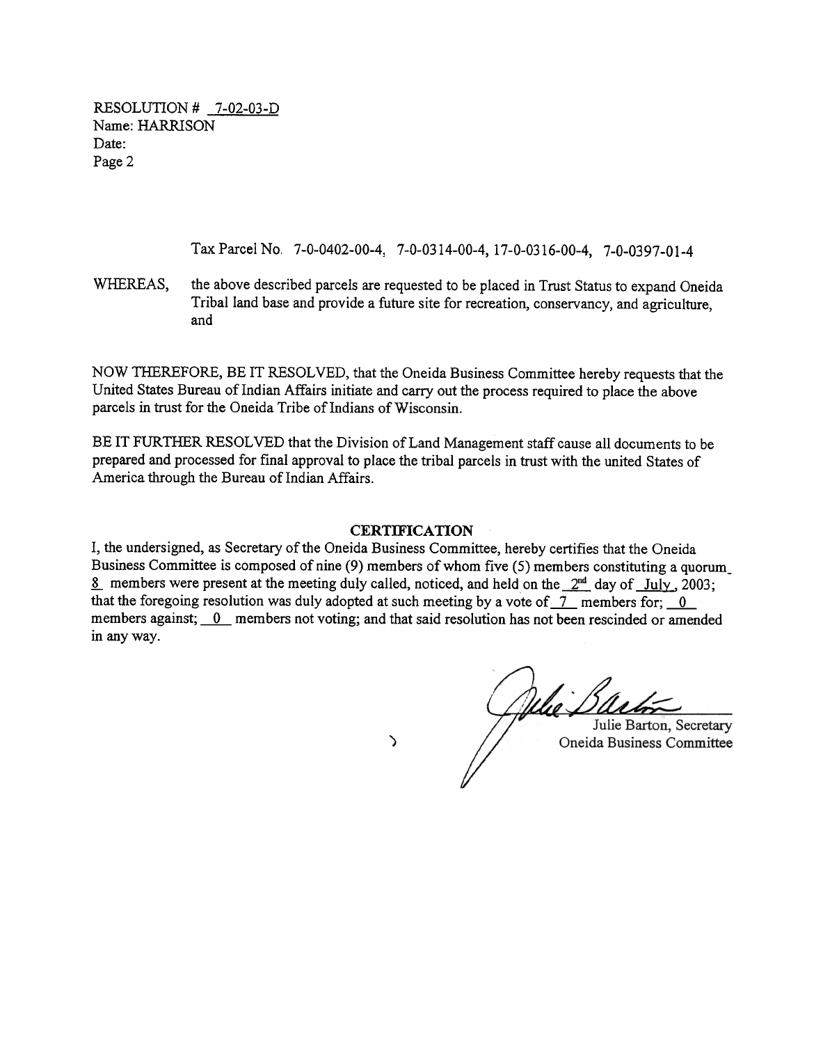RESOLUTION # 7-02-03-D
Name: HARRISON
Date:
Page 2

Tax Parcel No. 7-0-0402-00-4, 7-0-0314-00-4, 17-0-0316-00-4, 7-0-0397-01-4

WHEREAS, the above described parcels are requested to be placed in Trust Status to expand Oneida Tribal land base and provide a future site for recreation, conservancy, and agriculture, and

NOW THEREFORE, BE IT RESOLVED, that the Oneida Business Committee hereby requests that the United States Bureau of Indian Affairs initiate and carry out the process required to place the above parcels in trust for the Oneida Tribe of Indians of Wisconsin.

BE IT FURTHER RESOLVED that the Division of Land Management staff cause all documents to be prepared and processed for final approval to place the tribal parcels in trust with the united States of America through the Bureau of Indian Affairs.

**CERTIFICATION**

I, the undersigned, as Secretary of the Oneida Business Committee, hereby certifies that the Oneida Business Committee is composed of nine (9) members of whom five (5) members constituting a quorum 8 members were present at the meeting duly called, noticed, and held on the 2nd day of July, 2003; that the foregoing resolution was duly adopted at such meeting by a vote of 7 members for; 0 members against; 0 members not voting; and that said resolution has not been rescinded or amended in any way.

Julie Barton, Secretary
Oneida Business Committee